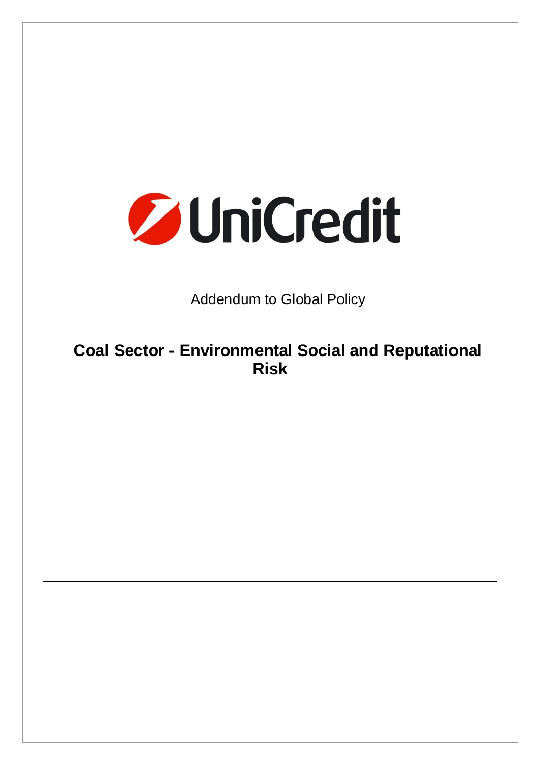UniCredit

Addendum to Global Policy

# Coal Sector - Environmental Social and Reputational Risk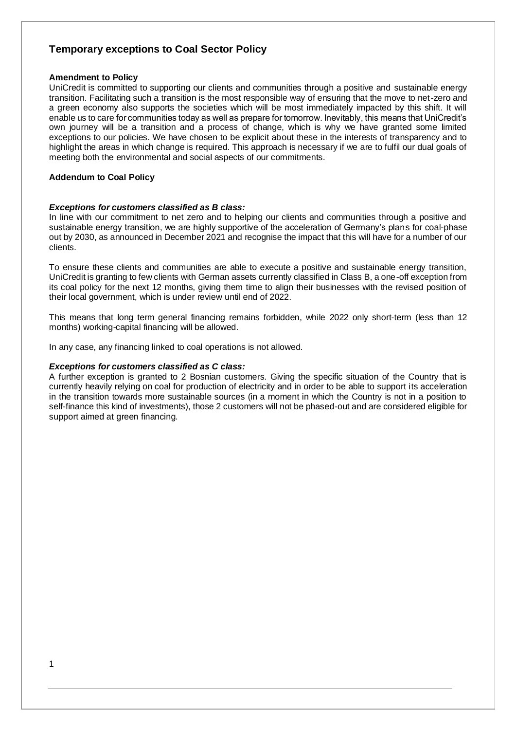# Temporary exceptions to Coal Sector Policy

**Amendment to Policy**

UniCredit is committed to supporting our clients and communities through a positive and sustainable energy transition. Facilitating such a transition is the most responsible way of ensuring that the move to net-zero and a green economy also supports the societies which will be most immediately impacted by this shift. It will enable us to care for communities today as well as prepare for tomorrow. Inevitably, this means that UniCredit's own journey will be a transition and a process of change, which is why we have granted some limited exceptions to our policies. We have chosen to be explicit about these in the interests of transparency and to highlight the areas in which change is required. This approach is necessary if we are to fulfil our dual goals of meeting both the environmental and social aspects of our commitments.

**Addendum to Coal Policy**

***Exceptions for customers classified as B class:***

In line with our commitment to net zero and to helping our clients and communities through a positive and sustainable energy transition, we are highly supportive of the acceleration of Germany's plans for coal-phase out by 2030, as announced in December 2021 and recognise the impact that this will have for a number of our clients.

To ensure these clients and communities are able to execute a positive and sustainable energy transition, UniCredit is granting to few clients with German assets currently classified in Class B, a one-off exception from its coal policy for the next 12 months, giving them time to align their businesses with the revised position of their local government, which is under review until end of 2022.

This means that long term general financing remains forbidden, while 2022 only short-term (less than 12 months) working-capital financing will be allowed.

In any case, any financing linked to coal operations is not allowed.

***Exceptions for customers classified as C class:***

A further exception is granted to 2 Bosnian customers. Giving the specific situation of the Country that is currently heavily relying on coal for production of electricity and in order to be able to support its acceleration in the transition towards more sustainable sources (in a moment in which the Country is not in a position to self-finance this kind of investments), those 2 customers will not be phased-out and are considered eligible for support aimed at green financing.